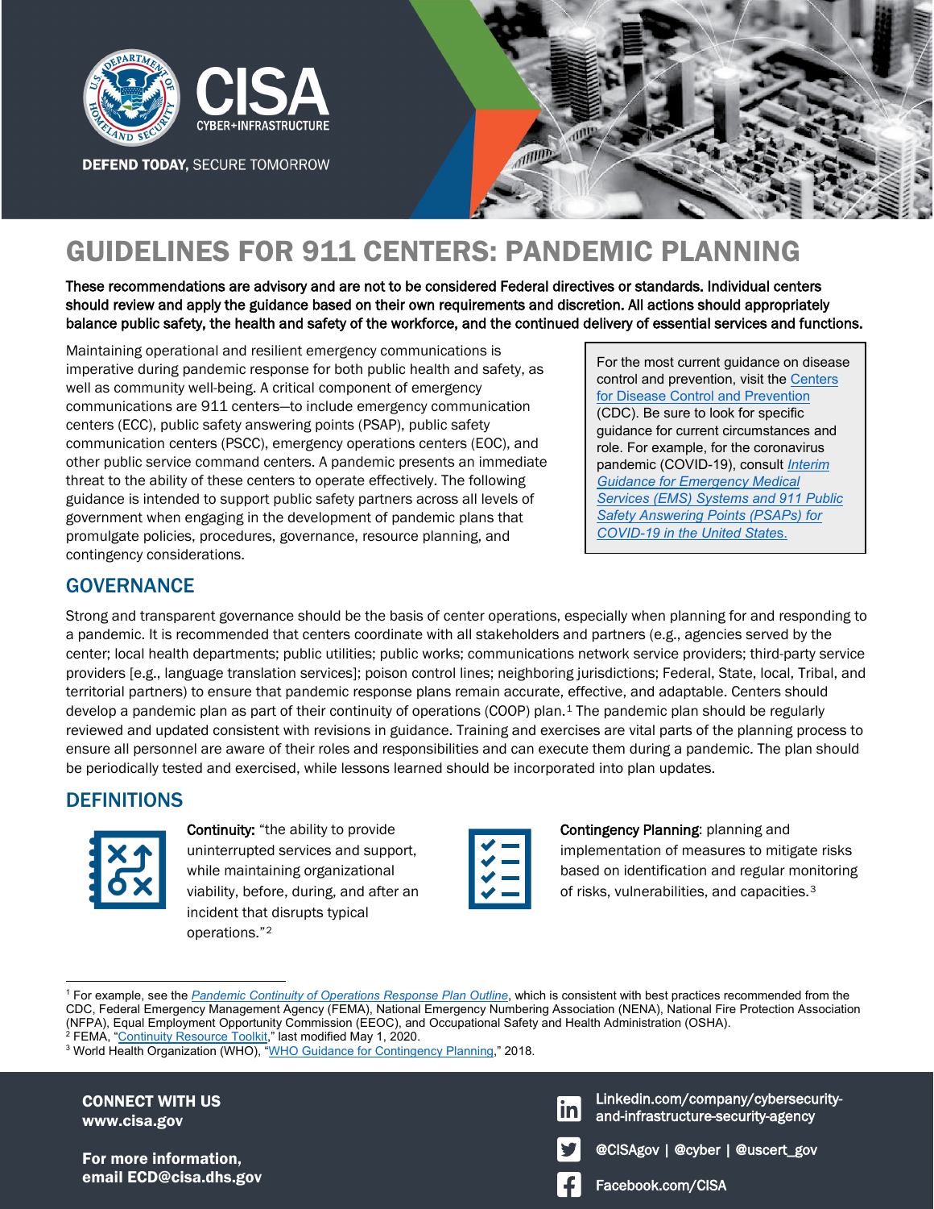# GUIDELINES FOR 911 CENTERS: PANDEMIC PLANNING

**These recommendations are advisory and are not to be considered Federal directives or standards. Individual centers should review and apply the guidance based on their own requirements and discretion. All actions should appropriately balance public safety, the health and safety of the workforce, and the continued delivery of essential services and functions.**

Maintaining operational and resilient emergency communications is imperative during pandemic response for both public health and safety, as well as community well-being. A critical component of emergency communications are 911 centers—to include emergency communication centers (ECC), public safety answering points (PSAP), public safety communication centers (PSCC), emergency operations centers (EOC), and other public service command centers. A pandemic presents an immediate threat to the ability of these centers to operate effectively. The following guidance is intended to support public safety partners across all levels of government when engaging in the development of pandemic plans that promulgate policies, procedures, governance, resource planning, and contingency considerations.

> For the most current guidance on disease control and prevention, visit the Centers for Disease Control and Prevention (CDC). Be sure to look for specific guidance for current circumstances and role. For example, for the coronavirus pandemic (COVID-19), consult *Interim Guidance for Emergency Medical Services (EMS) Systems and 911 Public Safety Answering Points (PSAPs) for COVID-19 in the United States*.

## GOVERNANCE

Strong and transparent governance should be the basis of center operations, especially when planning for and responding to a pandemic. It is recommended that centers coordinate with all stakeholders and partners (e.g., agencies served by the center; local health departments; public utilities; public works; communications network service providers; third-party service providers [e.g., language translation services]; poison control lines; neighboring jurisdictions; Federal, State, local, Tribal, and territorial partners) to ensure that pandemic response plans remain accurate, effective, and adaptable. Centers should develop a pandemic plan as part of their continuity of operations (COOP) plan.[1] The pandemic plan should be regularly reviewed and updated consistent with revisions in guidance. Training and exercises are vital parts of the planning process to ensure all personnel are aware of their roles and responsibilities and can execute them during a pandemic. The plan should be periodically tested and exercised, while lessons learned should be incorporated into plan updates.

## DEFINITIONS

**Continuity:** "the ability to provide uninterrupted services and support, while maintaining organizational viability, before, during, and after an incident that disrupts typical operations."[2]

**Contingency Planning**: planning and implementation of measures to mitigate risks based on identification and regular monitoring of risks, vulnerabilities, and capacities.[3]

---

[1] For example, see the *Pandemic Continuity of Operations Response Plan Outline*, which is consistent with best practices recommended from the CDC, Federal Emergency Management Agency (FEMA), National Emergency Numbering Association (NENA), National Fire Protection Association (NFPA), Equal Employment Opportunity Commission (EEOC), and Occupational Safety and Health Administration (OSHA).

[2] FEMA, "Continuity Resource Toolkit," last modified May 1, 2020.

[3] World Health Organization (WHO), "WHO Guidance for Contingency Planning," 2018.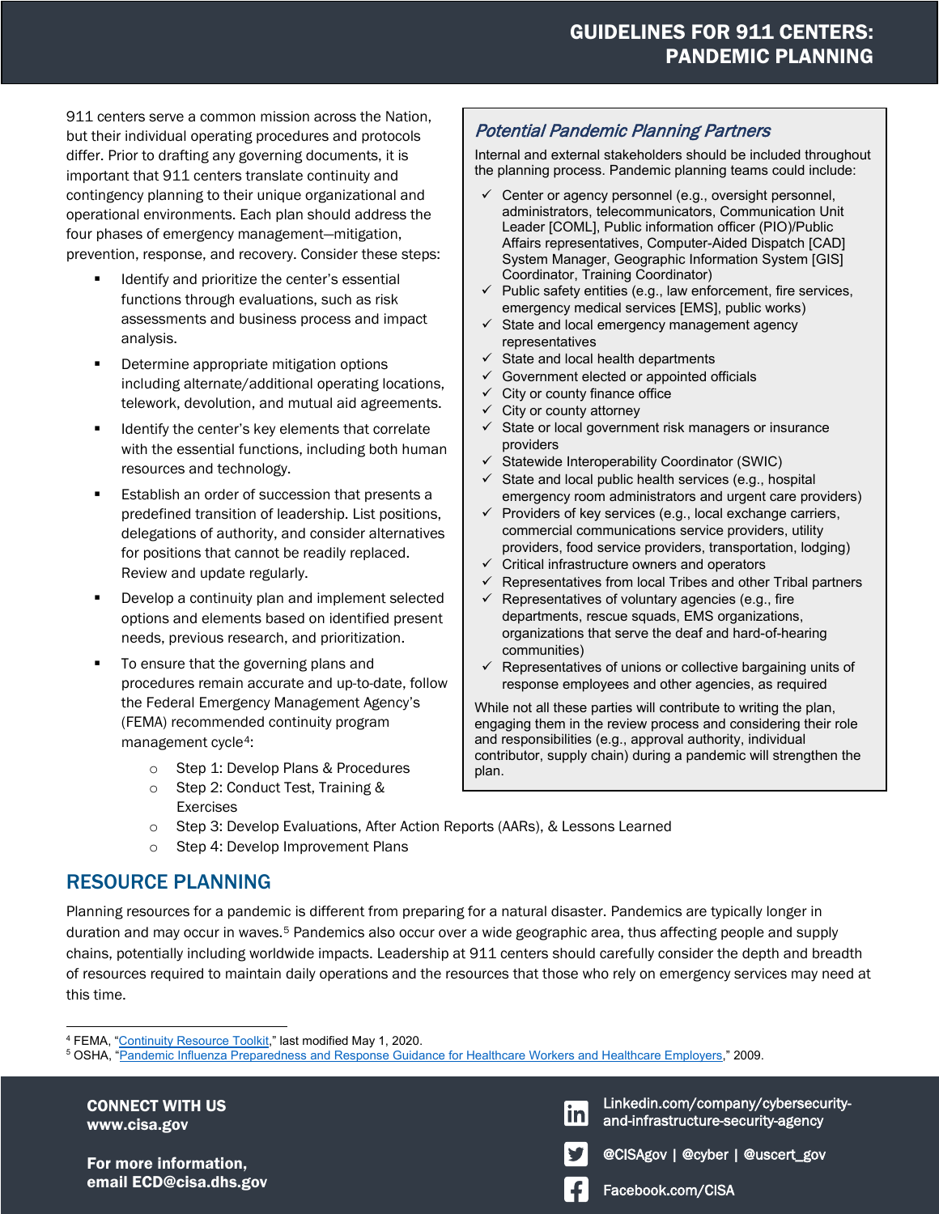911 centers serve a common mission across the Nation, but their individual operating procedures and protocols differ. Prior to drafting any governing documents, it is important that 911 centers translate continuity and contingency planning to their unique organizational and operational environments. Each plan should address the four phases of emergency management—mitigation, prevention, response, and recovery. Consider these steps:

- Identify and prioritize the center's essential functions through evaluations, such as risk assessments and business process and impact analysis.
- Determine appropriate mitigation options including alternate/additional operating locations, telework, devolution, and mutual aid agreements.
- Identify the center's key elements that correlate with the essential functions, including both human resources and technology.
- Establish an order of succession that presents a predefined transition of leadership. List positions, delegations of authority, and consider alternatives for positions that cannot be readily replaced. Review and update regularly.
- Develop a continuity plan and implement selected options and elements based on identified present needs, previous research, and prioritization.
- To ensure that the governing plans and procedures remain accurate and up-to-date, follow the Federal Emergency Management Agency's (FEMA) recommended continuity program management cycle[4]:
  - Step 1: Develop Plans & Procedures
  - Step 2: Conduct Test, Training & Exercises
  - Step 3: Develop Evaluations, After Action Reports (AARs), & Lessons Learned
  - Step 4: Develop Improvement Plans

### *Potential Pandemic Planning Partners*

Internal and external stakeholders should be included throughout the planning process. Pandemic planning teams could include:

- ✓ Center or agency personnel (e.g., oversight personnel, administrators, telecommunicators, Communication Unit Leader [COML], Public information officer (PIO)/Public Affairs representatives, Computer-Aided Dispatch [CAD] System Manager, Geographic Information System [GIS] Coordinator, Training Coordinator)
- ✓ Public safety entities (e.g., law enforcement, fire services, emergency medical services [EMS], public works)
- ✓ State and local emergency management agency representatives
- ✓ State and local health departments
- ✓ Government elected or appointed officials
- ✓ City or county finance office
- ✓ City or county attorney
- ✓ State or local government risk managers or insurance providers
- ✓ Statewide Interoperability Coordinator (SWIC)
- ✓ State and local public health services (e.g., hospital emergency room administrators and urgent care providers)
- ✓ Providers of key services (e.g., local exchange carriers, commercial communications service providers, utility providers, food service providers, transportation, lodging)
- ✓ Critical infrastructure owners and operators
- ✓ Representatives from local Tribes and other Tribal partners
- ✓ Representatives of voluntary agencies (e.g., fire departments, rescue squads, EMS organizations, organizations that serve the deaf and hard-of-hearing communities)
- ✓ Representatives of unions or collective bargaining units of response employees and other agencies, as required

While not all these parties will contribute to writing the plan, engaging them in the review process and considering their role and responsibilities (e.g., approval authority, individual contributor, supply chain) during a pandemic will strengthen the plan.

## RESOURCE PLANNING

Planning resources for a pandemic is different from preparing for a natural disaster. Pandemics are typically longer in duration and may occur in waves.[5] Pandemics also occur over a wide geographic area, thus affecting people and supply chains, potentially including worldwide impacts. Leadership at 911 centers should carefully consider the depth and breadth of resources required to maintain daily operations and the resources that those who rely on emergency services may need at this time.

---

[4] FEMA, "Continuity Resource Toolkit," last modified May 1, 2020.

[5] OSHA, "Pandemic Influenza Preparedness and Response Guidance for Healthcare Workers and Healthcare Employers," 2009.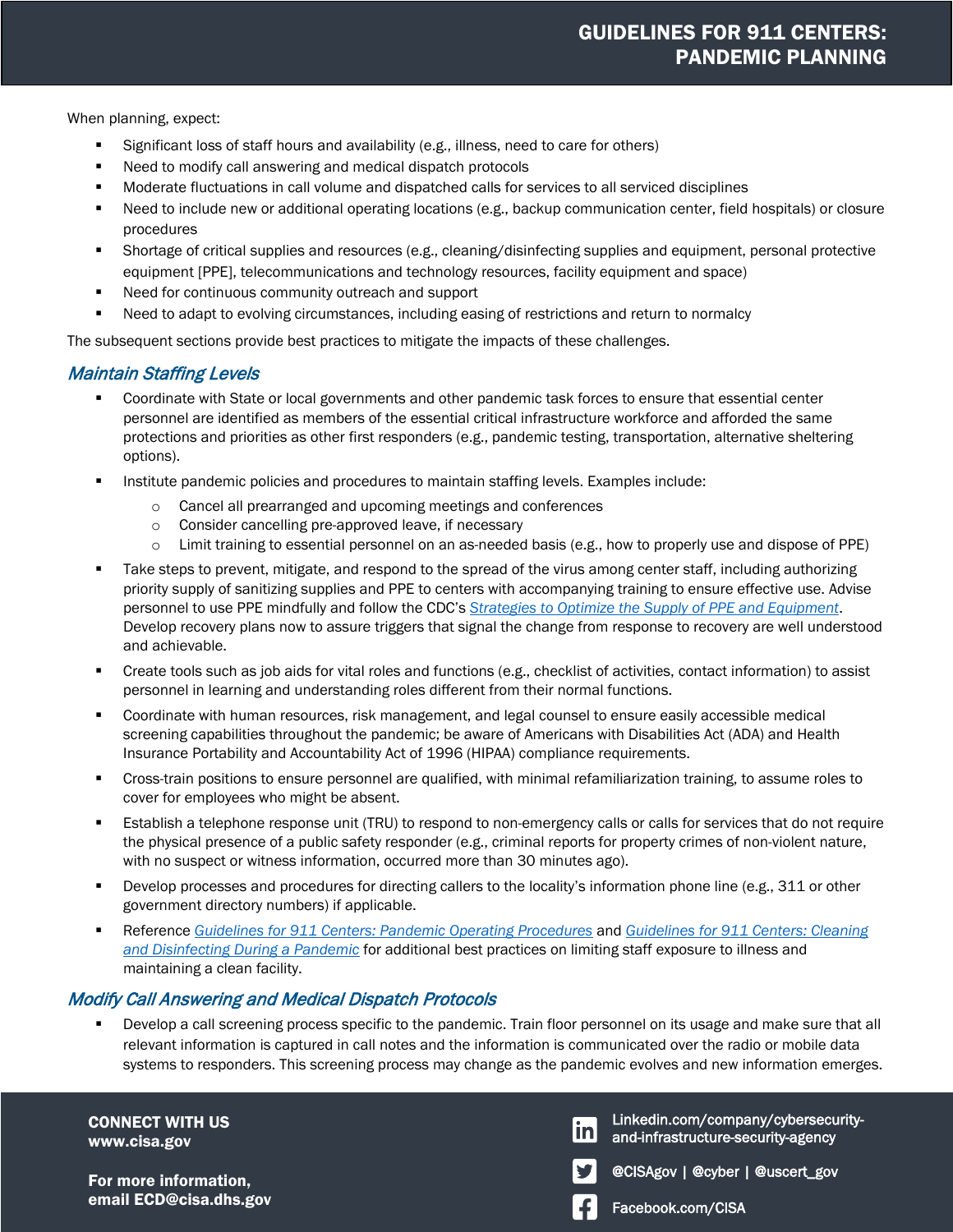When planning, expect:

- Significant loss of staff hours and availability (e.g., illness, need to care for others)
- Need to modify call answering and medical dispatch protocols
- Moderate fluctuations in call volume and dispatched calls for services to all serviced disciplines
- Need to include new or additional operating locations (e.g., backup communication center, field hospitals) or closure procedures
- Shortage of critical supplies and resources (e.g., cleaning/disinfecting supplies and equipment, personal protective equipment [PPE], telecommunications and technology resources, facility equipment and space)
- Need for continuous community outreach and support
- Need to adapt to evolving circumstances, including easing of restrictions and return to normalcy

The subsequent sections provide best practices to mitigate the impacts of these challenges.

## *Maintain Staffing Levels*

- Coordinate with State or local governments and other pandemic task forces to ensure that essential center personnel are identified as members of the essential critical infrastructure workforce and afforded the same protections and priorities as other first responders (e.g., pandemic testing, transportation, alternative sheltering options).
- Institute pandemic policies and procedures to maintain staffing levels. Examples include:
  - Cancel all prearranged and upcoming meetings and conferences
  - Consider cancelling pre-approved leave, if necessary
  - Limit training to essential personnel on an as-needed basis (e.g., how to properly use and dispose of PPE)
- Take steps to prevent, mitigate, and respond to the spread of the virus among center staff, including authorizing priority supply of sanitizing supplies and PPE to centers with accompanying training to ensure effective use. Advise personnel to use PPE mindfully and follow the CDC's *Strategies to Optimize the Supply of PPE and Equipment*. Develop recovery plans now to assure triggers that signal the change from response to recovery are well understood and achievable.
- Create tools such as job aids for vital roles and functions (e.g., checklist of activities, contact information) to assist personnel in learning and understanding roles different from their normal functions.
- Coordinate with human resources, risk management, and legal counsel to ensure easily accessible medical screening capabilities throughout the pandemic; be aware of Americans with Disabilities Act (ADA) and Health Insurance Portability and Accountability Act of 1996 (HIPAA) compliance requirements.
- Cross-train positions to ensure personnel are qualified, with minimal refamiliarization training, to assume roles to cover for employees who might be absent.
- Establish a telephone response unit (TRU) to respond to non-emergency calls or calls for services that do not require the physical presence of a public safety responder (e.g., criminal reports for property crimes of non-violent nature, with no suspect or witness information, occurred more than 30 minutes ago).
- Develop processes and procedures for directing callers to the locality's information phone line (e.g., 311 or other government directory numbers) if applicable.
- Reference *Guidelines for 911 Centers: Pandemic Operating Procedures* and *Guidelines for 911 Centers: Cleaning and Disinfecting During a Pandemic* for additional best practices on limiting staff exposure to illness and maintaining a clean facility.

## *Modify Call Answering and Medical Dispatch Protocols*

- Develop a call screening process specific to the pandemic. Train floor personnel on its usage and make sure that all relevant information is captured in call notes and the information is communicated over the radio or mobile data systems to responders. This screening process may change as the pandemic evolves and new information emerges.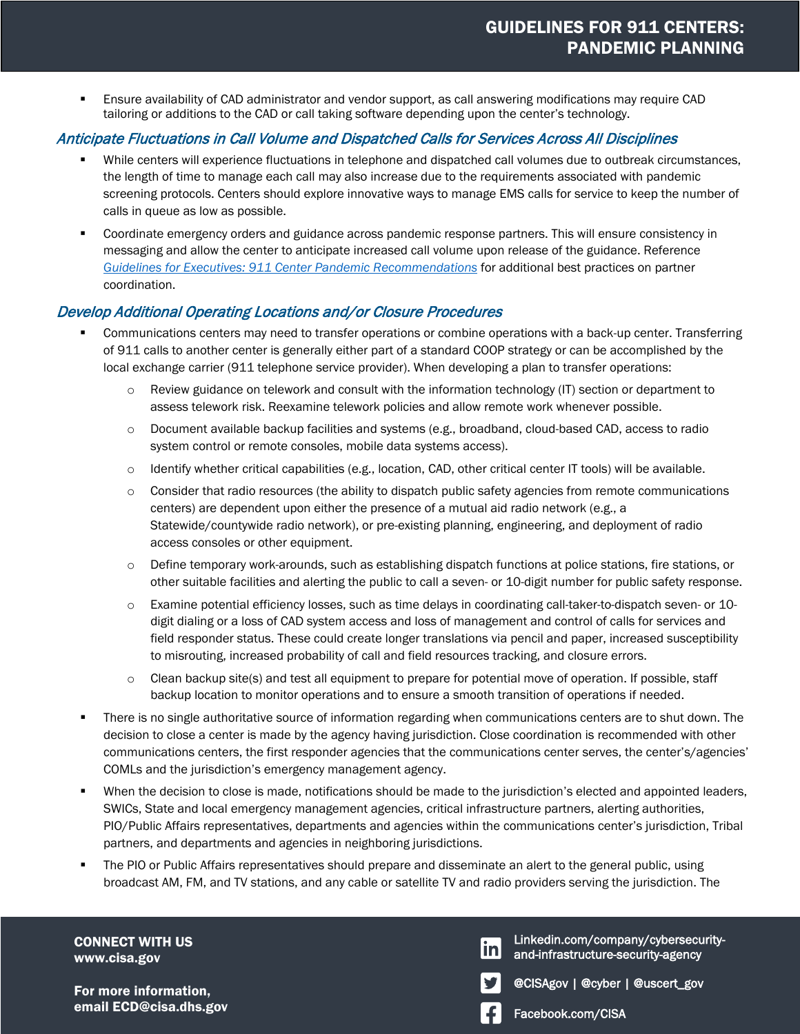- Ensure availability of CAD administrator and vendor support, as call answering modifications may require CAD tailoring or additions to the CAD or call taking software depending upon the center's technology.

### *Anticipate Fluctuations in Call Volume and Dispatched Calls for Services Across All Disciplines*

- While centers will experience fluctuations in telephone and dispatched call volumes due to outbreak circumstances, the length of time to manage each call may also increase due to the requirements associated with pandemic screening protocols. Centers should explore innovative ways to manage EMS calls for service to keep the number of calls in queue as low as possible.
- Coordinate emergency orders and guidance across pandemic response partners. This will ensure consistency in messaging and allow the center to anticipate increased call volume upon release of the guidance. Reference *Guidelines for Executives: 911 Center Pandemic Recommendations* for additional best practices on partner coordination.

### *Develop Additional Operating Locations and/or Closure Procedures*

- Communications centers may need to transfer operations or combine operations with a back-up center. Transferring of 911 calls to another center is generally either part of a standard COOP strategy or can be accomplished by the local exchange carrier (911 telephone service provider). When developing a plan to transfer operations:
  - Review guidance on telework and consult with the information technology (IT) section or department to assess telework risk. Reexamine telework policies and allow remote work whenever possible.
  - Document available backup facilities and systems (e.g., broadband, cloud-based CAD, access to radio system control or remote consoles, mobile data systems access).
  - Identify whether critical capabilities (e.g., location, CAD, other critical center IT tools) will be available.
  - Consider that radio resources (the ability to dispatch public safety agencies from remote communications centers) are dependent upon either the presence of a mutual aid radio network (e.g., a Statewide/countywide radio network), or pre-existing planning, engineering, and deployment of radio access consoles or other equipment.
  - Define temporary work-arounds, such as establishing dispatch functions at police stations, fire stations, or other suitable facilities and alerting the public to call a seven- or 10-digit number for public safety response.
  - Examine potential efficiency losses, such as time delays in coordinating call-taker-to-dispatch seven- or 10-digit dialing or a loss of CAD system access and loss of management and control of calls for services and field responder status. These could create longer translations via pencil and paper, increased susceptibility to misrouting, increased probability of call and field resources tracking, and closure errors.
  - Clean backup site(s) and test all equipment to prepare for potential move of operation. If possible, staff backup location to monitor operations and to ensure a smooth transition of operations if needed.
- There is no single authoritative source of information regarding when communications centers are to shut down. The decision to close a center is made by the agency having jurisdiction. Close coordination is recommended with other communications centers, the first responder agencies that the communications center serves, the center's/agencies' COMLs and the jurisdiction's emergency management agency.
- When the decision to close is made, notifications should be made to the jurisdiction's elected and appointed leaders, SWICs, State and local emergency management agencies, critical infrastructure partners, alerting authorities, PIO/Public Affairs representatives, departments and agencies within the communications center's jurisdiction, Tribal partners, and departments and agencies in neighboring jurisdictions.
- The PIO or Public Affairs representatives should prepare and disseminate an alert to the general public, using broadcast AM, FM, and TV stations, and any cable or satellite TV and radio providers serving the jurisdiction. The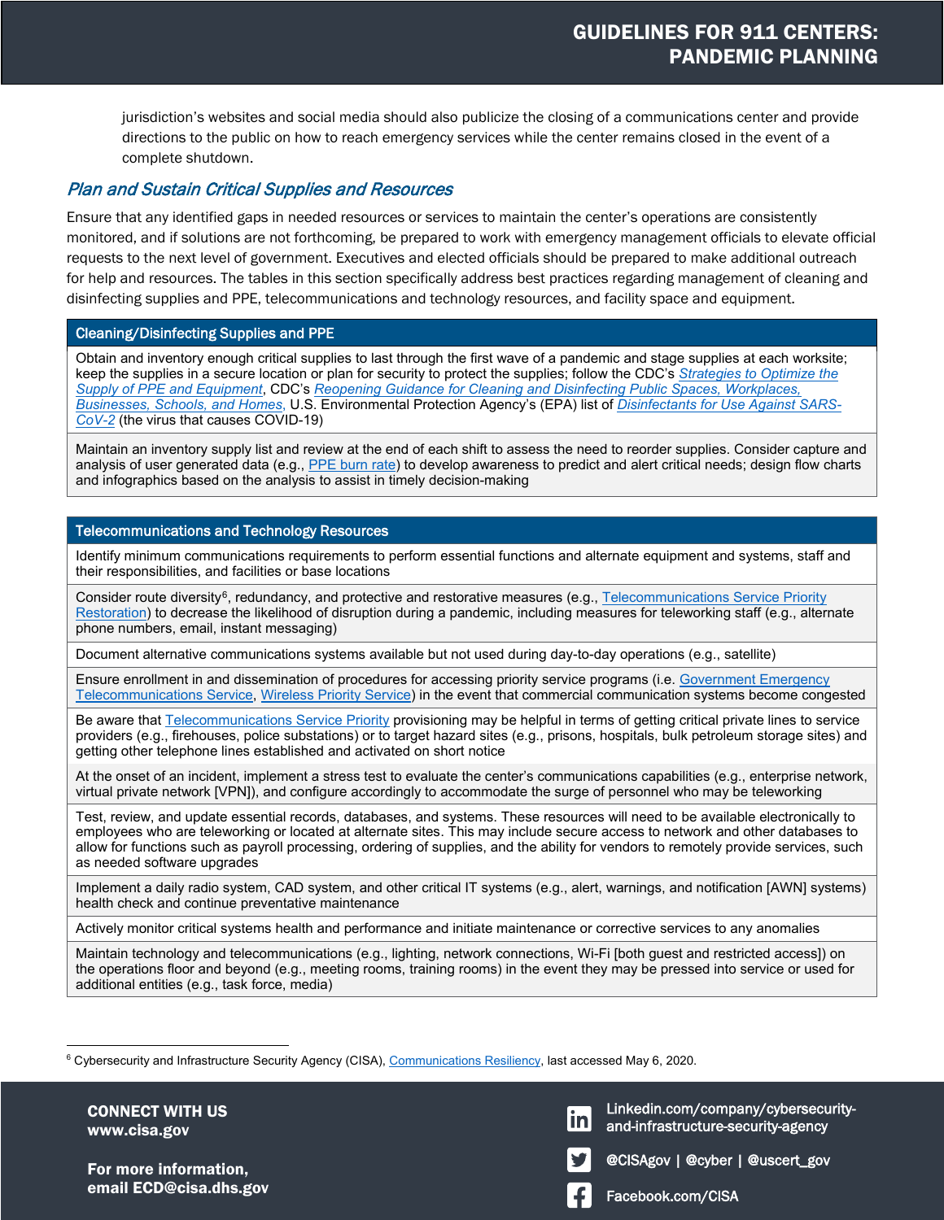jurisdiction's websites and social media should also publicize the closing of a communications center and provide directions to the public on how to reach emergency services while the center remains closed in the event of a complete shutdown.

## *Plan and Sustain Critical Supplies and Resources*

Ensure that any identified gaps in needed resources or services to maintain the center's operations are consistently monitored, and if solutions are not forthcoming, be prepared to work with emergency management officials to elevate official requests to the next level of government. Executives and elected officials should be prepared to make additional outreach for help and resources. The tables in this section specifically address best practices regarding management of cleaning and disinfecting supplies and PPE, telecommunications and technology resources, and facility space and equipment.

| Cleaning/Disinfecting Supplies and PPE |
| --- |
| Obtain and inventory enough critical supplies to last through the first wave of a pandemic and stage supplies at each worksite; keep the supplies in a secure location or plan for security to protect the supplies; follow the CDC's *Strategies to Optimize the Supply of PPE and Equipment*, CDC's *Reopening Guidance for Cleaning and Disinfecting Public Spaces, Workplaces, Businesses, Schools, and Homes*, U.S. Environmental Protection Agency's (EPA) list of *Disinfectants for Use Against SARS-CoV-2* (the virus that causes COVID-19) |
| Maintain an inventory supply list and review at the end of each shift to assess the need to reorder supplies. Consider capture and analysis of user generated data (e.g., PPE burn rate) to develop awareness to predict and alert critical needs; design flow charts and infographics based on the analysis to assist in timely decision-making |

| Telecommunications and Technology Resources |
| --- |
| Identify minimum communications requirements to perform essential functions and alternate equipment and systems, staff and their responsibilities, and facilities or base locations |
| Consider route diversity[6], redundancy, and protective and restorative measures (e.g., Telecommunications Service Priority Restoration) to decrease the likelihood of disruption during a pandemic, including measures for teleworking staff (e.g., alternate phone numbers, email, instant messaging) |
| Document alternative communications systems available but not used during day-to-day operations (e.g., satellite) |
| Ensure enrollment in and dissemination of procedures for accessing priority service programs (i.e. Government Emergency Telecommunications Service, Wireless Priority Service) in the event that commercial communication systems become congested |
| Be aware that Telecommunications Service Priority provisioning may be helpful in terms of getting critical private lines to service providers (e.g., firehouses, police substations) or to target hazard sites (e.g., prisons, hospitals, bulk petroleum storage sites) and getting other telephone lines established and activated on short notice |
| At the onset of an incident, implement a stress test to evaluate the center's communications capabilities (e.g., enterprise network, virtual private network [VPN]), and configure accordingly to accommodate the surge of personnel who may be teleworking |
| Test, review, and update essential records, databases, and systems. These resources will need to be available electronically to employees who are teleworking or located at alternate sites. This may include secure access to network and other databases to allow for functions such as payroll processing, ordering of supplies, and the ability for vendors to remotely provide services, such as needed software upgrades |
| Implement a daily radio system, CAD system, and other critical IT systems (e.g., alert, warnings, and notification [AWN] systems) health check and continue preventative maintenance |
| Actively monitor critical systems health and performance and initiate maintenance or corrective services to any anomalies |
| Maintain technology and telecommunications (e.g., lighting, network connections, Wi-Fi [both guest and restricted access]) on the operations floor and beyond (e.g., meeting rooms, training rooms) in the event they may be pressed into service or used for additional entities (e.g., task force, media) |

[6] Cybersecurity and Infrastructure Security Agency (CISA), Communications Resiliency, last accessed May 6, 2020.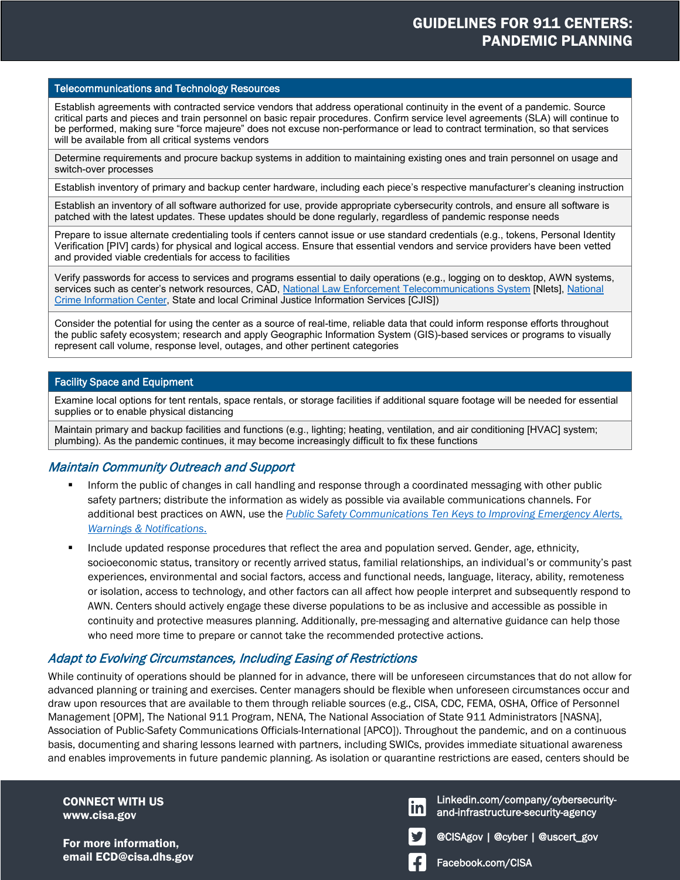| Telecommunications and Technology Resources |
| --- |
| Establish agreements with contracted service vendors that address operational continuity in the event of a pandemic. Source critical parts and pieces and train personnel on basic repair procedures. Confirm service level agreements (SLA) will continue to be performed, making sure "force majeure" does not excuse non-performance or lead to contract termination, so that services will be available from all critical systems vendors |
| Determine requirements and procure backup systems in addition to maintaining existing ones and train personnel on usage and switch-over processes |
| Establish inventory of primary and backup center hardware, including each piece's respective manufacturer's cleaning instruction |
| Establish an inventory of all software authorized for use, provide appropriate cybersecurity controls, and ensure all software is patched with the latest updates. These updates should be done regularly, regardless of pandemic response needs |
| Prepare to issue alternate credentialing tools if centers cannot issue or use standard credentials (e.g., tokens, Personal Identity Verification [PIV] cards) for physical and logical access. Ensure that essential vendors and service providers have been vetted and provided viable credentials for access to facilities |
| Verify passwords for access to services and programs essential to daily operations (e.g., logging on to desktop, AWN systems, services such as center's network resources, CAD, National Law Enforcement Telecommunications System [Nlets], National Crime Information Center, State and local Criminal Justice Information Services [CJIS]) |
| Consider the potential for using the center as a source of real-time, reliable data that could inform response efforts throughout the public safety ecosystem; research and apply Geographic Information System (GIS)-based services or programs to visually represent call volume, response level, outages, and other pertinent categories |

| Facility Space and Equipment |
| --- |
| Examine local options for tent rentals, space rentals, or storage facilities if additional square footage will be needed for essential supplies or to enable physical distancing |
| Maintain primary and backup facilities and functions (e.g., lighting; heating, ventilation, and air conditioning [HVAC] system; plumbing). As the pandemic continues, it may become increasingly difficult to fix these functions |

## *Maintain Community Outreach and Support*

- Inform the public of changes in call handling and response through a coordinated messaging with other public safety partners; distribute the information as widely as possible via available communications channels. For additional best practices on AWN, use the *Public Safety Communications Ten Keys to Improving Emergency Alerts, Warnings & Notifications.*
- Include updated response procedures that reflect the area and population served. Gender, age, ethnicity, socioeconomic status, transitory or recently arrived status, familial relationships, an individual's or community's past experiences, environmental and social factors, access and functional needs, language, literacy, ability, remoteness or isolation, access to technology, and other factors can all affect how people interpret and subsequently respond to AWN. Centers should actively engage these diverse populations to be as inclusive and accessible as possible in continuity and protective measures planning. Additionally, pre-messaging and alternative guidance can help those who need more time to prepare or cannot take the recommended protective actions.

## *Adapt to Evolving Circumstances, Including Easing of Restrictions*

While continuity of operations should be planned for in advance, there will be unforeseen circumstances that do not allow for advanced planning or training and exercises. Center managers should be flexible when unforeseen circumstances occur and draw upon resources that are available to them through reliable sources (e.g., CISA, CDC, FEMA, OSHA, Office of Personnel Management [OPM], The National 911 Program, NENA, The National Association of State 911 Administrators [NASNA], Association of Public-Safety Communications Officials-International [APCO]). Throughout the pandemic, and on a continuous basis, documenting and sharing lessons learned with partners, including SWICs, provides immediate situational awareness and enables improvements in future pandemic planning. As isolation or quarantine restrictions are eased, centers should be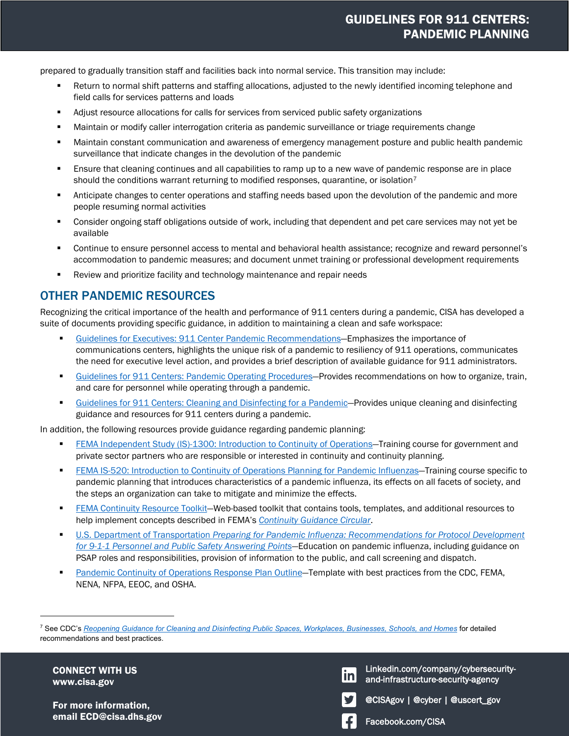prepared to gradually transition staff and facilities back into normal service. This transition may include:

- Return to normal shift patterns and staffing allocations, adjusted to the newly identified incoming telephone and field calls for services patterns and loads
- Adjust resource allocations for calls for services from serviced public safety organizations
- Maintain or modify caller interrogation criteria as pandemic surveillance or triage requirements change
- Maintain constant communication and awareness of emergency management posture and public health pandemic surveillance that indicate changes in the devolution of the pandemic
- Ensure that cleaning continues and all capabilities to ramp up to a new wave of pandemic response are in place should the conditions warrant returning to modified responses, quarantine, or isolation[7]
- Anticipate changes to center operations and staffing needs based upon the devolution of the pandemic and more people resuming normal activities
- Consider ongoing staff obligations outside of work, including that dependent and pet care services may not yet be available
- Continue to ensure personnel access to mental and behavioral health assistance; recognize and reward personnel's accommodation to pandemic measures; and document unmet training or professional development requirements
- Review and prioritize facility and technology maintenance and repair needs

## OTHER PANDEMIC RESOURCES

Recognizing the critical importance of the health and performance of 911 centers during a pandemic, CISA has developed a suite of documents providing specific guidance, in addition to maintaining a clean and safe workspace:

- Guidelines for Executives: 911 Center Pandemic Recommendations—Emphasizes the importance of communications centers, highlights the unique risk of a pandemic to resiliency of 911 operations, communicates the need for executive level action, and provides a brief description of available guidance for 911 administrators.
- Guidelines for 911 Centers: Pandemic Operating Procedures—Provides recommendations on how to organize, train, and care for personnel while operating through a pandemic.
- Guidelines for 911 Centers: Cleaning and Disinfecting for a Pandemic—Provides unique cleaning and disinfecting guidance and resources for 911 centers during a pandemic.

In addition, the following resources provide guidance regarding pandemic planning:

- FEMA Independent Study (IS)-1300: Introduction to Continuity of Operations—Training course for government and private sector partners who are responsible or interested in continuity and continuity planning.
- FEMA IS-520: Introduction to Continuity of Operations Planning for Pandemic Influenzas—Training course specific to pandemic planning that introduces characteristics of a pandemic influenza, its effects on all facets of society, and the steps an organization can take to mitigate and minimize the effects.
- FEMA Continuity Resource Toolkit—Web-based toolkit that contains tools, templates, and additional resources to help implement concepts described in FEMA's *Continuity Guidance Circular*.
- U.S. Department of Transportation *Preparing for Pandemic Influenza: Recommendations for Protocol Development for 9-1-1 Personnel and Public Safety Answering Points*—Education on pandemic influenza, including guidance on PSAP roles and responsibilities, provision of information to the public, and call screening and dispatch.
- Pandemic Continuity of Operations Response Plan Outline—Template with best practices from the CDC, FEMA, NENA, NFPA, EEOC, and OSHA.

[7] See CDC's *Reopening Guidance for Cleaning and Disinfecting Public Spaces, Workplaces, Businesses, Schools, and Homes* for detailed recommendations and best practices.

**CONNECT WITH US**
**www.cisa.gov**

**For more information,**
**email ECD@cisa.dhs.gov**

Linkedin.com/company/cybersecurity-and-infrastructure-security-agency

@CISAgov | @cyber | @uscert_gov

Facebook.com/CISA